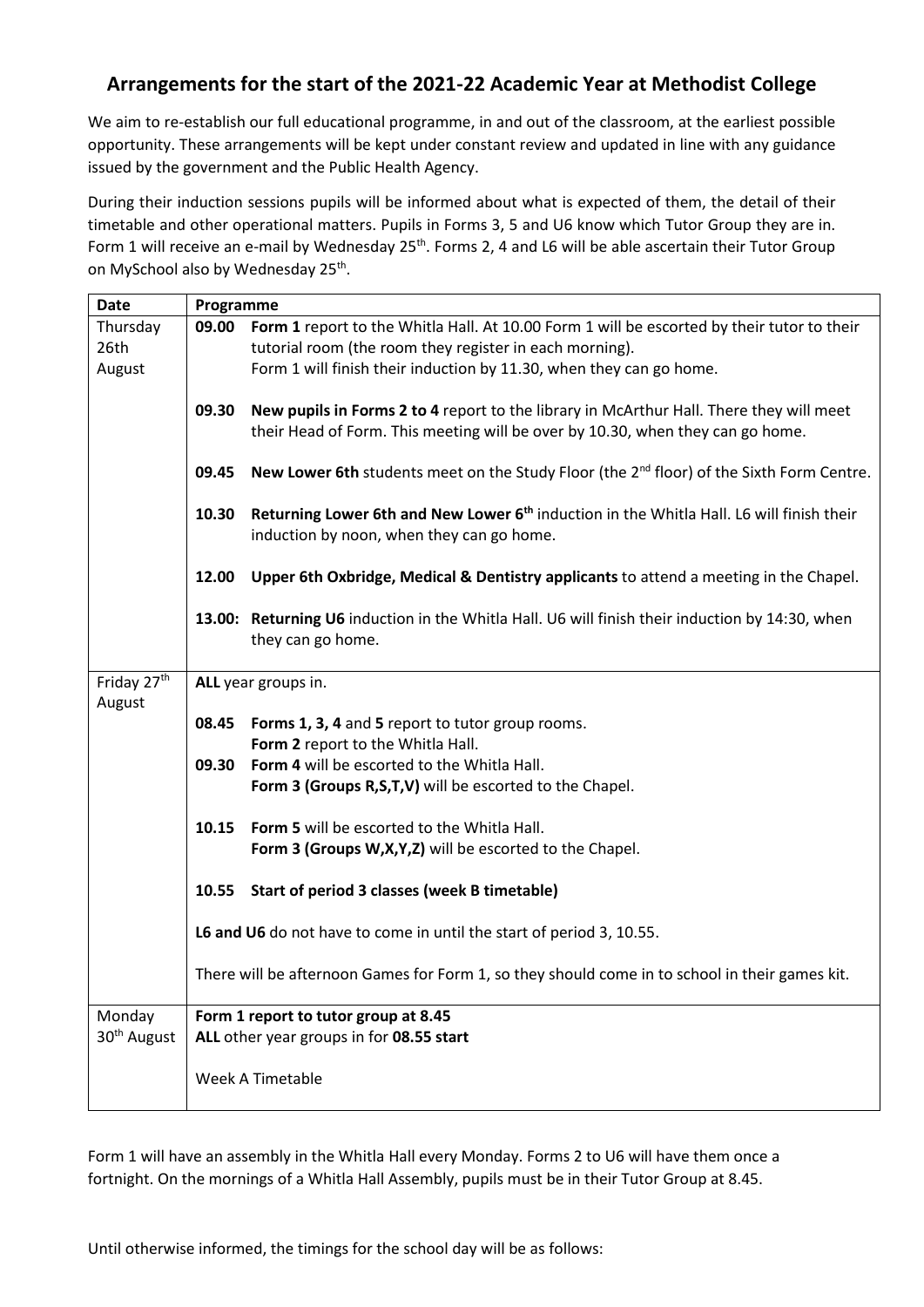# Arrangements for the start of the 2021-22 Academic Year at Methodist College

We aim to re-establish our full educational programme, in and out of the classroom, at the earliest possible opportunity. These arrangements will be kept under constant review and updated in line with any guidance issued by the government and the Public Health Agency.

During their induction sessions pupils will be informed about what is expected of them, the detail of their timetable and other operational matters. Pupils in Forms 3, 5 and U6 know which Tutor Group they are in. Form 1 will receive an e-mail by Wednesday 25th. Forms 2, 4 and L6 will be able ascertain their Tutor Group on MySchool also by Wednesday 25th.

| Date | Programme |
|---|---|
| Thursday 26th August | **09.00** **Form 1** report to the Whitla Hall. At 10.00 Form 1 will be escorted by their tutor to their tutorial room (the room they register in each morning). Form 1 will finish their induction by 11.30, when they can go home.<br><br>**09.30** **New pupils in Forms 2 to 4** report to the library in McArthur Hall. There they will meet their Head of Form. This meeting will be over by 10.30, when they can go home.<br><br>**09.45** **New Lower 6th** students meet on the Study Floor (the 2nd floor) of the Sixth Form Centre.<br><br>**10.30** **Returning Lower 6th and New Lower 6th** induction in the Whitla Hall. L6 will finish their induction by noon, when they can go home.<br><br>**12.00** **Upper 6th Oxbridge, Medical & Dentistry applicants** to attend a meeting in the Chapel.<br><br>**13.00:** **Returning U6** induction in the Whitla Hall. U6 will finish their induction by 14:30, when they can go home. |
| Friday 27th August | **ALL** year groups in.<br><br>**08.45** **Forms 1, 3, 4** and **5** report to tutor group rooms. **Form 2** report to the Whitla Hall.<br>**09.30** **Form 4** will be escorted to the Whitla Hall. **Form 3 (Groups R,S,T,V)** will be escorted to the Chapel.<br><br>**10.15** **Form 5** will be escorted to the Whitla Hall. **Form 3 (Groups W,X,Y,Z)** will be escorted to the Chapel.<br><br>**10.55** **Start of period 3 classes (week B timetable)**<br><br>**L6 and U6** do not have to come in until the start of period 3, 10.55.<br><br>There will be afternoon Games for Form 1, so they should come in to school in their games kit. |
| Monday 30th August | **Form 1 report to tutor group at 8.45**<br>**ALL** other year groups in for **08.55 start**<br><br>Week A Timetable |

Form 1 will have an assembly in the Whitla Hall every Monday. Forms 2 to U6 will have them once a fortnight. On the mornings of a Whitla Hall Assembly, pupils must be in their Tutor Group at 8.45.

Until otherwise informed, the timings for the school day will be as follows: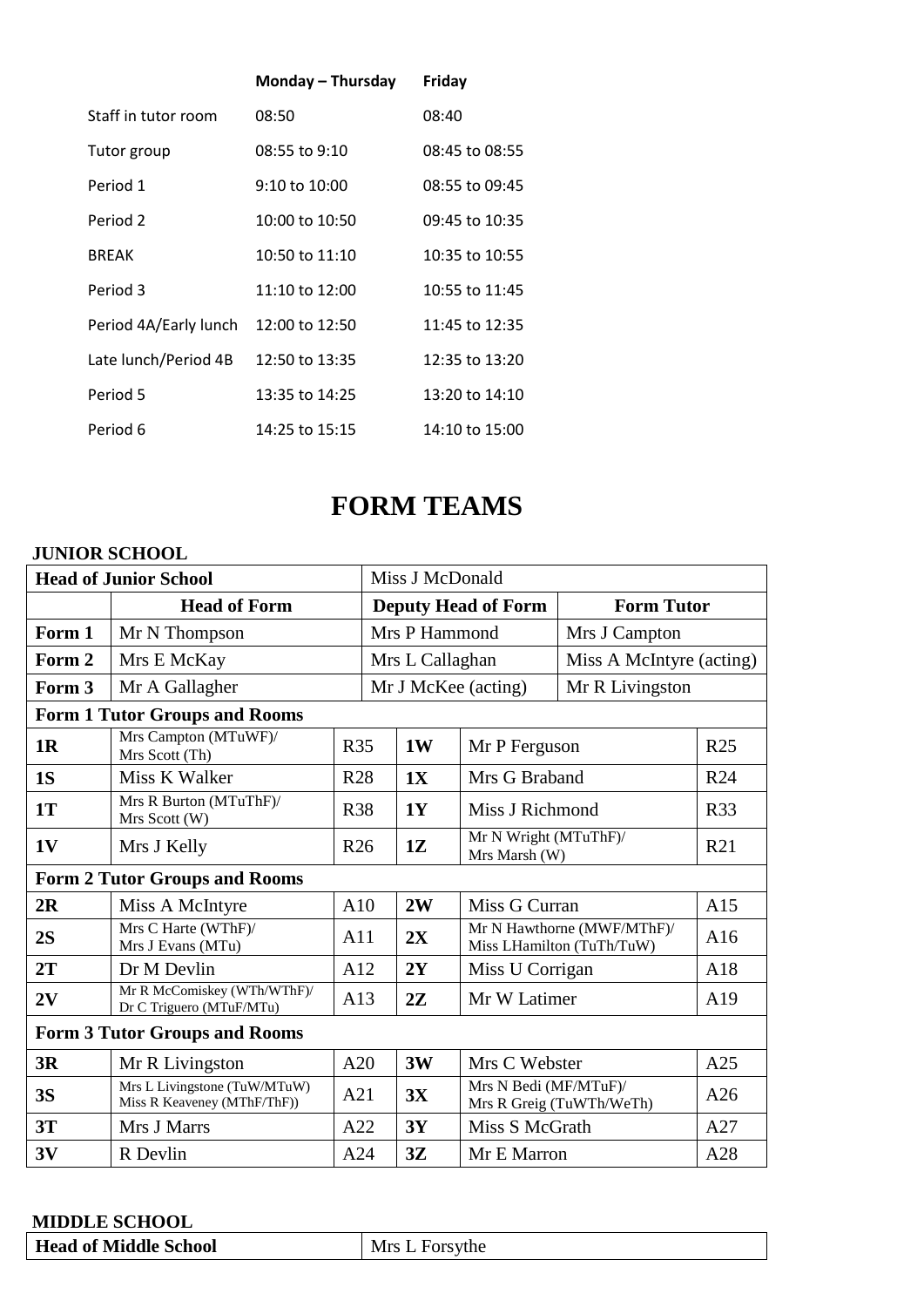| | Monday – Thursday | Friday |
|---|---|---|
| Staff in tutor room | 08:50 | 08:40 |
| Tutor group | 08:55 to 9:10 | 08:45 to 08:55 |
| Period 1 | 9:10 to 10:00 | 08:55 to 09:45 |
| Period 2 | 10:00 to 10:50 | 09:45 to 10:35 |
| BREAK | 10:50 to 11:10 | 10:35 to 10:55 |
| Period 3 | 11:10 to 12:00 | 10:55 to 11:45 |
| Period 4A/Early lunch | 12:00 to 12:50 | 11:45 to 12:35 |
| Late lunch/Period 4B | 12:50 to 13:35 | 12:35 to 13:20 |
| Period 5 | 13:35 to 14:25 | 13:20 to 14:10 |
| Period 6 | 14:25 to 15:15 | 14:10 to 15:00 |

# FORM TEAMS

## JUNIOR SCHOOL

| Head of Junior School | | Miss J McDonald | |
|---|---|---|---|
| | **Head of Form** | **Deputy Head of Form** | **Form Tutor** |
| **Form 1** | Mr N Thompson | Mrs P Hammond | Mrs J Campton |
| **Form 2** | Mrs E McKay | Mrs L Callaghan | Miss A McIntyre (acting) |
| **Form 3** | Mr A Gallagher | Mr J McKee (acting) | Mr R Livingston |

**Form 1 Tutor Groups and Rooms**

| | | | | | |
|---|---|---|---|---|---|
| **1R** | Mrs Campton (MTuWF)/ Mrs Scott (Th) | R35 | **1W** | Mr P Ferguson | R25 |
| **1S** | Miss K Walker | R28 | **1X** | Mrs G Braband | R24 |
| **1T** | Mrs R Burton (MTuThF)/ Mrs Scott (W) | R38 | **1Y** | Miss J Richmond | R33 |
| **1V** | Mrs J Kelly | R26 | **1Z** | Mr N Wright (MTuThF)/ Mrs Marsh (W) | R21 |

**Form 2 Tutor Groups and Rooms**

| | | | | | |
|---|---|---|---|---|---|
| **2R** | Miss A McIntyre | A10 | **2W** | Miss G Curran | A15 |
| **2S** | Mrs C Harte (WThF)/ Mrs J Evans (MTu) | A11 | **2X** | Mr N Hawthorne (MWF/MThF)/ Miss LHamilton (TuTh/TuW) | A16 |
| **2T** | Dr M Devlin | A12 | **2Y** | Miss U Corrigan | A18 |
| **2V** | Mr R McComiskey (WTh/WThF)/ Dr C Triguero (MTuF/MTu) | A13 | **2Z** | Mr W Latimer | A19 |

**Form 3 Tutor Groups and Rooms**

| | | | | | |
|---|---|---|---|---|---|
| **3R** | Mr R Livingston | A20 | **3W** | Mrs C Webster | A25 |
| **3S** | Mrs L Livingstone (TuW/MTuW) Miss R Keaveney (MThF/ThF)) | A21 | **3X** | Mrs N Bedi (MF/MTuF)/ Mrs R Greig (TuWTh/WeTh) | A26 |
| **3T** | Mrs J Marrs | A22 | **3Y** | Miss S McGrath | A27 |
| **3V** | R Devlin | A24 | **3Z** | Mr E Marron | A28 |

## MIDDLE SCHOOL

| | |
|---|---|
| **Head of Middle School** | Mrs L Forsythe |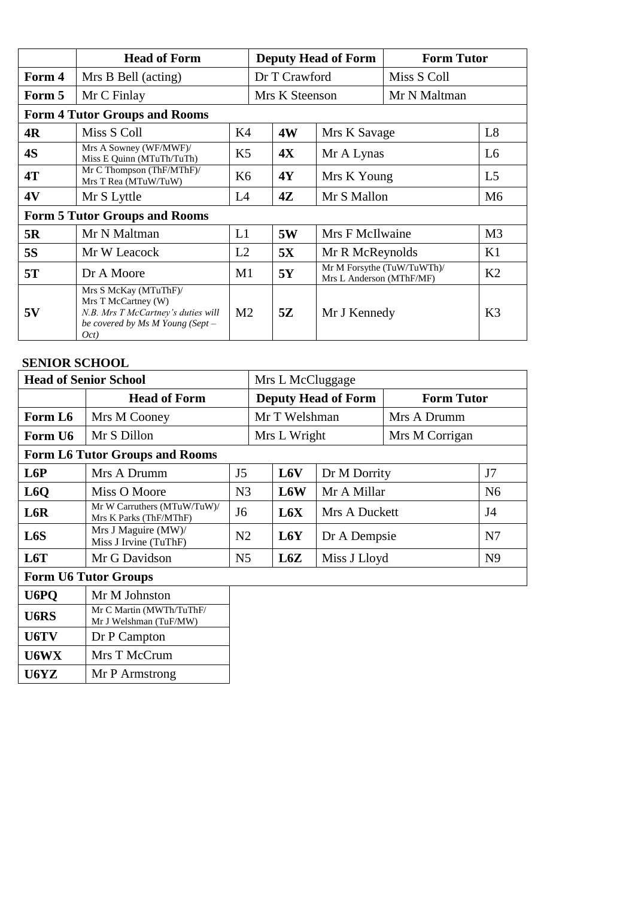| | Head of Form | | Deputy Head of Form | | Form Tutor | |
|---|---|---|---|---|---|---|
| **Form 4** | Mrs B Bell (acting) | | Dr T Crawford | | Miss S Coll | |
| **Form 5** | Mr C Finlay | | Mrs K Steenson | | Mr N Maltman | |
| **Form 4 Tutor Groups and Rooms** | | | | | | |
| **4R** | Miss S Coll | K4 | **4W** | Mrs K Savage | | L8 |
| **4S** | Mrs A Sowney (WF/MWF)/ Miss E Quinn (MTuTh/TuTh) | K5 | **4X** | Mr A Lynas | | L6 |
| **4T** | Mr C Thompson (ThF/MThF)/ Mrs T Rea (MTuW/TuW) | K6 | **4Y** | Mrs K Young | | L5 |
| **4V** | Mr S Lyttle | L4 | **4Z** | Mr S Mallon | | M6 |
| **Form 5 Tutor Groups and Rooms** | | | | | | |
| **5R** | Mr N Maltman | L1 | **5W** | Mrs F McIlwaine | | M3 |
| **5S** | Mr W Leacock | L2 | **5X** | Mr R McReynolds | | K1 |
| **5T** | Dr A Moore | M1 | **5Y** | Mr M Forsythe (TuW/TuWTh)/ Mrs L Anderson (MThF/MF) | | K2 |
| **5V** | Mrs S McKay (MTuThF)/ Mrs T McCartney (W) *N.B. Mrs T McCartney's duties will be covered by Ms M Young (Sept – Oct)* | M2 | **5Z** | Mr J Kennedy | | K3 |

**SENIOR SCHOOL**

| **Head of Senior School** | | | Mrs L McCluggage | | | |
|---|---|---|---|---|---|---|
| | **Head of Form** | | **Deputy Head of Form** | | **Form Tutor** | |
| **Form L6** | Mrs M Cooney | | Mr T Welshman | | Mrs A Drumm | |
| **Form U6** | Mr S Dillon | | Mrs L Wright | | Mrs M Corrigan | |
| **Form L6 Tutor Groups and Rooms** | | | | | | |
| **L6P** | Mrs A Drumm | J5 | **L6V** | Dr M Dorrity | | J7 |
| **L6Q** | Miss O Moore | N3 | **L6W** | Mr A Millar | | N6 |
| **L6R** | Mr W Carruthers (MTuW/TuW)/ Mrs K Parks (ThF/MThF) | J6 | **L6X** | Mrs A Duckett | | J4 |
| **L6S** | Mrs J Maguire (MW)/ Miss J Irvine (TuThF) | N2 | **L6Y** | Dr A Dempsie | | N7 |
| **L6T** | Mr G Davidson | N5 | **L6Z** | Miss J Lloyd | | N9 |
| **Form U6 Tutor Groups** | | | | | | |
| **U6PQ** | Mr M Johnston | | | | | |
| **U6RS** | Mr C Martin (MWTh/TuThF/ Mr J Welshman (TuF/MW) | | | | | |
| **U6TV** | Dr P Campton | | | | | |
| **U6WX** | Mrs T McCrum | | | | | |
| **U6YZ** | Mr P Armstrong | | | | | |